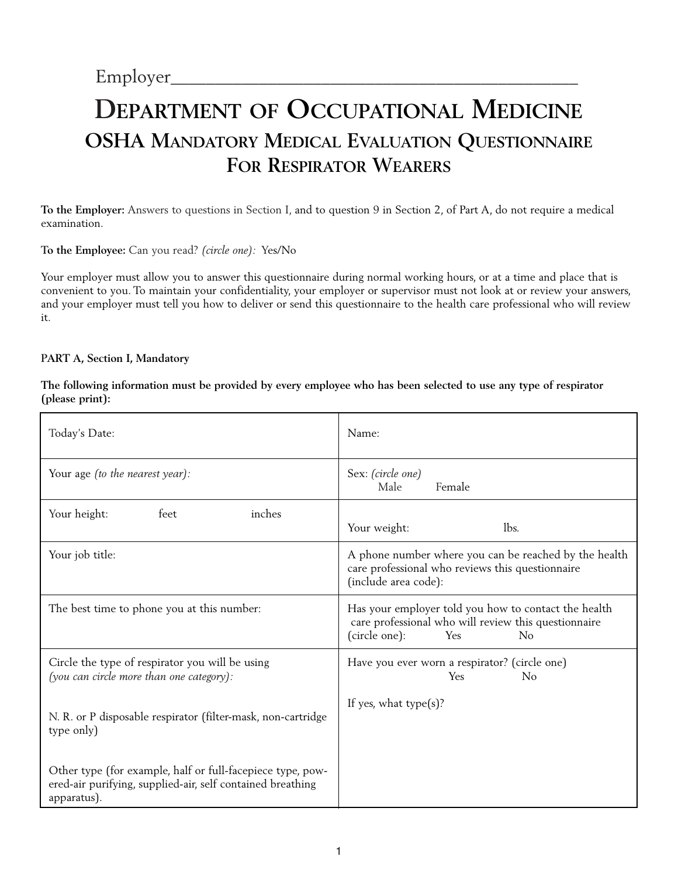Employer_______________________________________________

# Department of Occupational Medicine

## OSHA Mandatory Medical Evaluation Questionnaire For Respirator Wearers

**To the Employer:** Answers to questions in Section I, and to question 9 in Section 2, of Part A, do not require a medical examination.

**To the Employee:** Can you read? *(circle one):* Yes/No

Your employer must allow you to answer this questionnaire during normal working hours, or at a time and place that is convenient to you. To maintain your confidentiality, your employer or supervisor must not look at or review your answers, and your employer must tell you how to deliver or send this questionnaire to the health care professional who will review it.

**PART A, Section I, Mandatory**

**The following information must be provided by every employee who has been selected to use any type of respirator (please print):**

| | |
|---|---|
| Today's Date: | Name: |
| Your age *(to the nearest year):* | Sex: *(circle one)* Male Female |
| Your height: feet inches | Your weight: lbs. |
| Your job title: | A phone number where you can be reached by the health care professional who reviews this questionnaire (include area code): |
| The best time to phone you at this number: | Has your employer told you how to contact the health care professional who will review this questionnaire (circle one): Yes No |
| Circle the type of respirator you will be using *(you can circle more than one category):*<br><br>N. R. or P disposable respirator (filter-mask, non-cartridge type only)<br><br>Other type (for example, half or full-facepiece type, powered-air purifying, supplied-air, self contained breathing apparatus). | Have you ever worn a respirator? (circle one) Yes No<br><br>If yes, what type(s)? |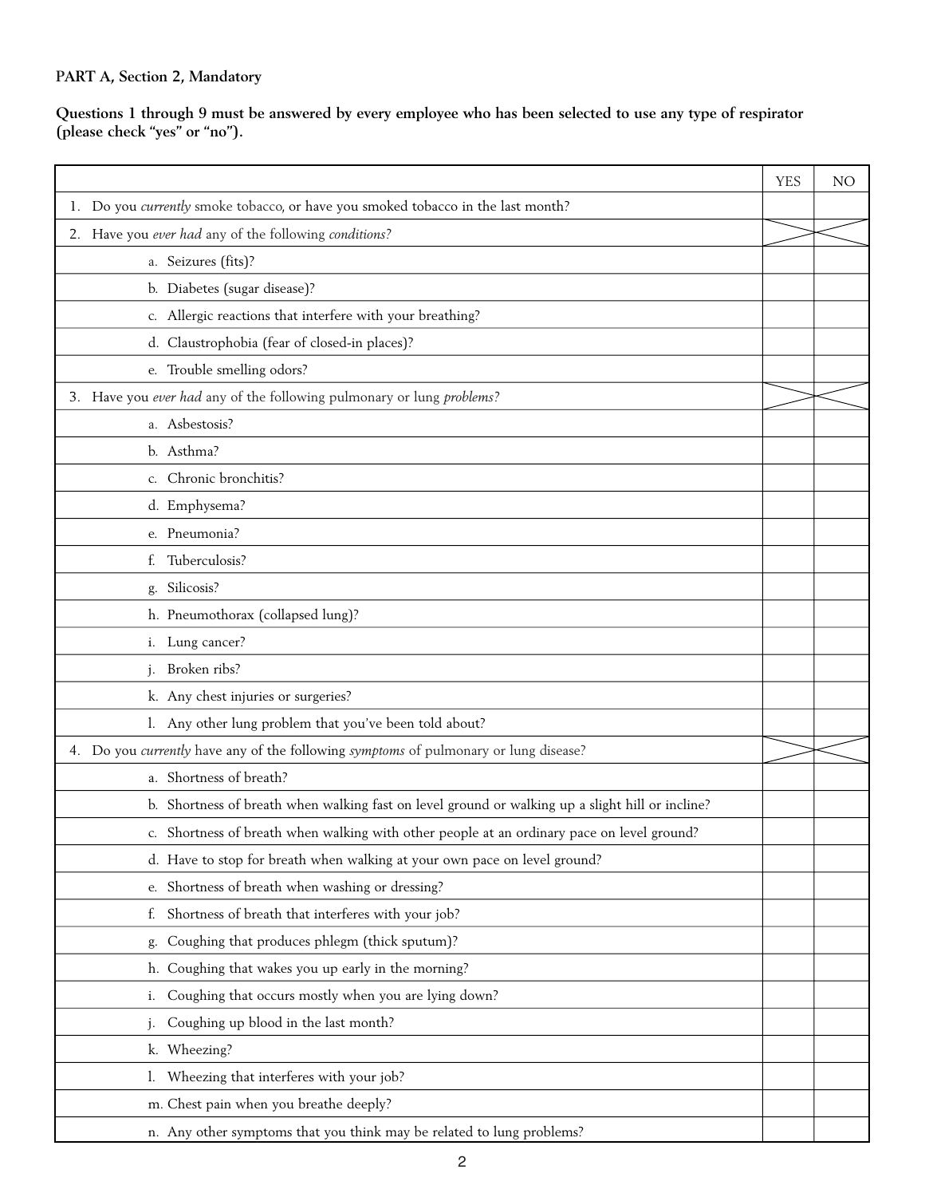**PART A, Section 2, Mandatory**

**Questions 1 through 9 must be answered by every employee who has been selected to use any type of respirator (please check "yes" or "no").**

| | YES | NO |
|---|---|---|
| 1. Do you *currently* smoke tobacco, or have you smoked tobacco in the last month? | | |
| 2. Have you *ever had* any of the following *conditions*? | | |
| a. Seizures (fits)? | | |
| b. Diabetes (sugar disease)? | | |
| c. Allergic reactions that interfere with your breathing? | | |
| d. Claustrophobia (fear of closed-in places)? | | |
| e. Trouble smelling odors? | | |
| 3. Have you *ever had* any of the following pulmonary or lung *problems*? | | |
| a. Asbestosis? | | |
| b. Asthma? | | |
| c. Chronic bronchitis? | | |
| d. Emphysema? | | |
| e. Pneumonia? | | |
| f. Tuberculosis? | | |
| g. Silicosis? | | |
| h. Pneumothorax (collapsed lung)? | | |
| i. Lung cancer? | | |
| j. Broken ribs? | | |
| k. Any chest injuries or surgeries? | | |
| l. Any other lung problem that you've been told about? | | |
| 4. Do you *currently* have any of the following *symptoms* of pulmonary or lung disease? | | |
| a. Shortness of breath? | | |
| b. Shortness of breath when walking fast on level ground or walking up a slight hill or incline? | | |
| c. Shortness of breath when walking with other people at an ordinary pace on level ground? | | |
| d. Have to stop for breath when walking at your own pace on level ground? | | |
| e. Shortness of breath when washing or dressing? | | |
| f. Shortness of breath that interferes with your job? | | |
| g. Coughing that produces phlegm (thick sputum)? | | |
| h. Coughing that wakes you up early in the morning? | | |
| i. Coughing that occurs mostly when you are lying down? | | |
| j. Coughing up blood in the last month? | | |
| k. Wheezing? | | |
| l. Wheezing that interferes with your job? | | |
| m. Chest pain when you breathe deeply? | | |
| n. Any other symptoms that you think may be related to lung problems? | | |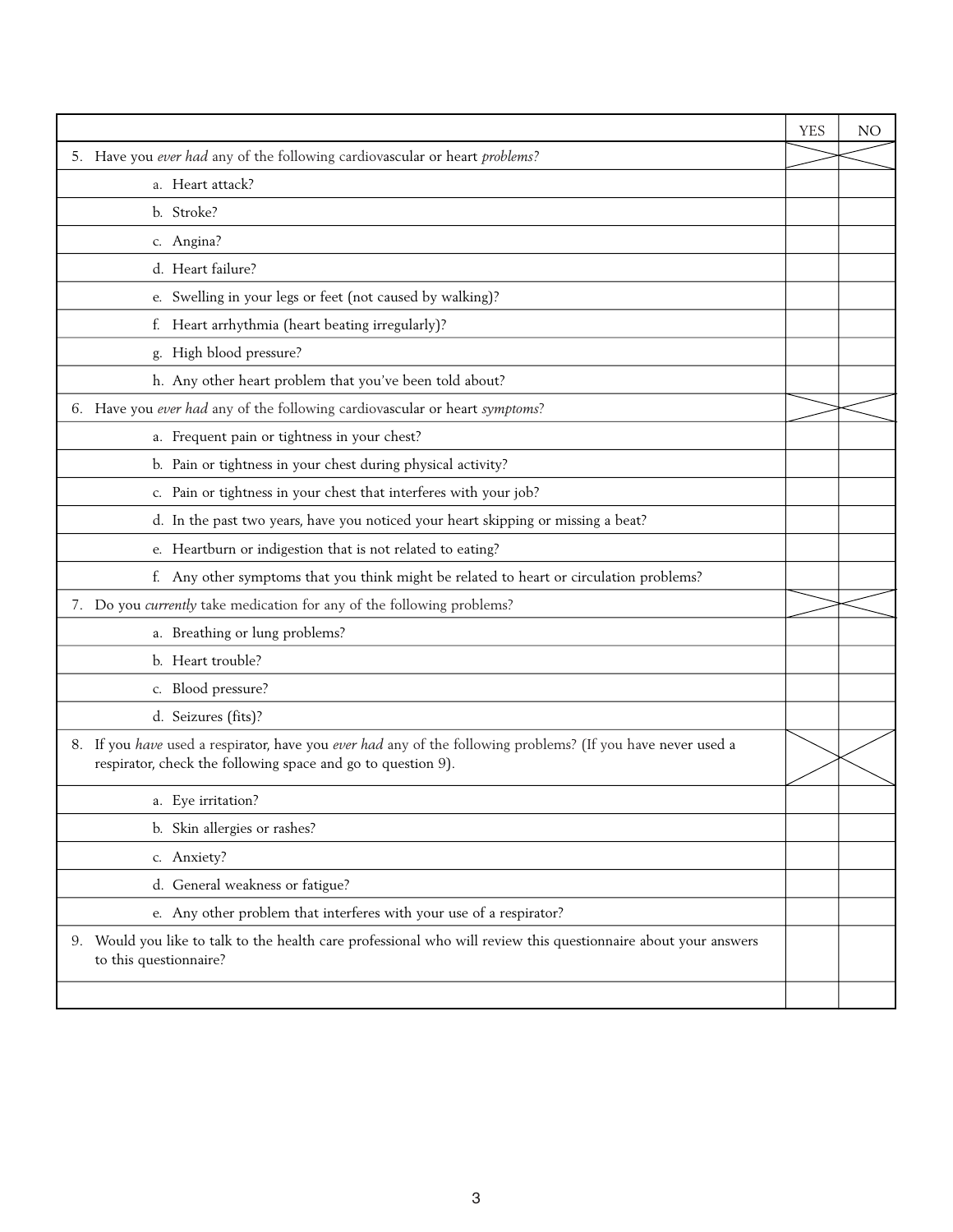| | YES | NO |
|---|---|---|
| 5. Have you *ever had* any of the following cardiovascular or heart *problems*? | | |
| a. Heart attack? | | |
| b. Stroke? | | |
| c. Angina? | | |
| d. Heart failure? | | |
| e. Swelling in your legs or feet (not caused by walking)? | | |
| f. Heart arrhythmia (heart beating irregularly)? | | |
| g. High blood pressure? | | |
| h. Any other heart problem that you've been told about? | | |
| 6. Have you *ever had* any of the following cardiovascular or heart *symptoms*? | | |
| a. Frequent pain or tightness in your chest? | | |
| b. Pain or tightness in your chest during physical activity? | | |
| c. Pain or tightness in your chest that interferes with your job? | | |
| d. In the past two years, have you noticed your heart skipping or missing a beat? | | |
| e. Heartburn or indigestion that is not related to eating? | | |
| f. Any other symptoms that you think might be related to heart or circulation problems? | | |
| 7. Do you *currently* take medication for any of the following problems? | | |
| a. Breathing or lung problems? | | |
| b. Heart trouble? | | |
| c. Blood pressure? | | |
| d. Seizures (fits)? | | |
| 8. If you *have* used a respirator, have you *ever had* any of the following problems? (If you have never used a respirator, check the following space and go to question 9). | | |
| a. Eye irritation? | | |
| b. Skin allergies or rashes? | | |
| c. Anxiety? | | |
| d. General weakness or fatigue? | | |
| e. Any other problem that interferes with your use of a respirator? | | |
| 9. Would you like to talk to the health care professional who will review this questionnaire about your answers to this questionnaire? | | |
| | | |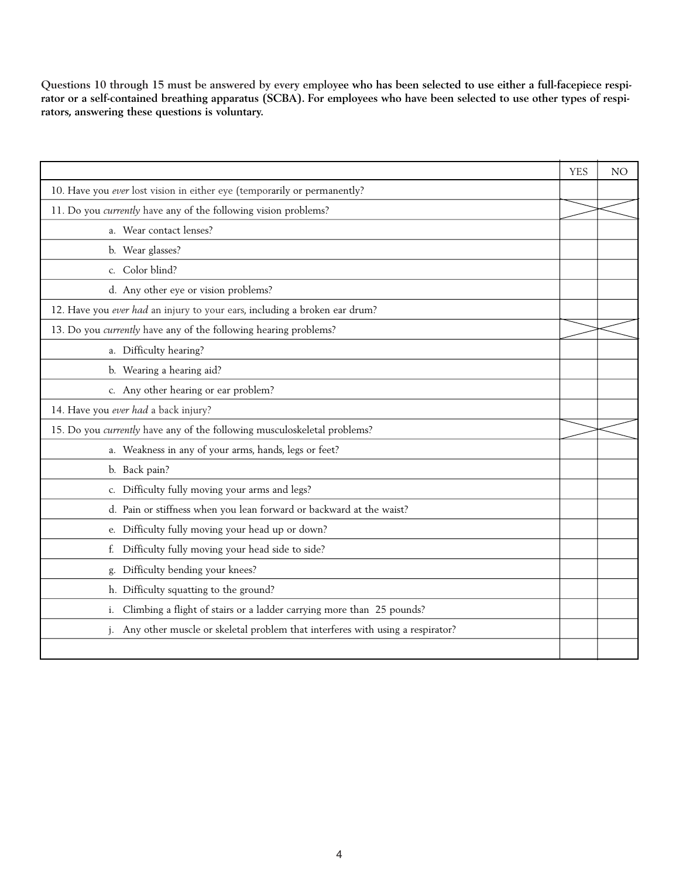**Questions 10 through 15 must be answered by every employee who has been selected to use either a full-facepiece respirator or a self-contained breathing apparatus (SCBA). For employees who have been selected to use other types of respirators, answering these questions is voluntary.**

| | YES | NO |
|---|---|---|
| 10. Have you *ever* lost vision in either eye (temporarily or permanently? | | |
| 11. Do you *currently* have any of the following vision problems? | | |
| a. Wear contact lenses? | | |
| b. Wear glasses? | | |
| c. Color blind? | | |
| d. Any other eye or vision problems? | | |
| 12. Have you *ever had* an injury to your ears, including a broken ear drum? | | |
| 13. Do you *currently* have any of the following hearing problems? | | |
| a. Difficulty hearing? | | |
| b. Wearing a hearing aid? | | |
| c. Any other hearing or ear problem? | | |
| 14. Have you *ever had* a back injury? | | |
| 15. Do you *currently* have any of the following musculoskeletal problems? | | |
| a. Weakness in any of your arms, hands, legs or feet? | | |
| b. Back pain? | | |
| c. Difficulty fully moving your arms and legs? | | |
| d. Pain or stiffness when you lean forward or backward at the waist? | | |
| e. Difficulty fully moving your head up or down? | | |
| f. Difficulty fully moving your head side to side? | | |
| g. Difficulty bending your knees? | | |
| h. Difficulty squatting to the ground? | | |
| i. Climbing a flight of stairs or a ladder carrying more than 25 pounds? | | |
| j. Any other muscle or skeletal problem that interferes with using a respirator? | | |
| | | |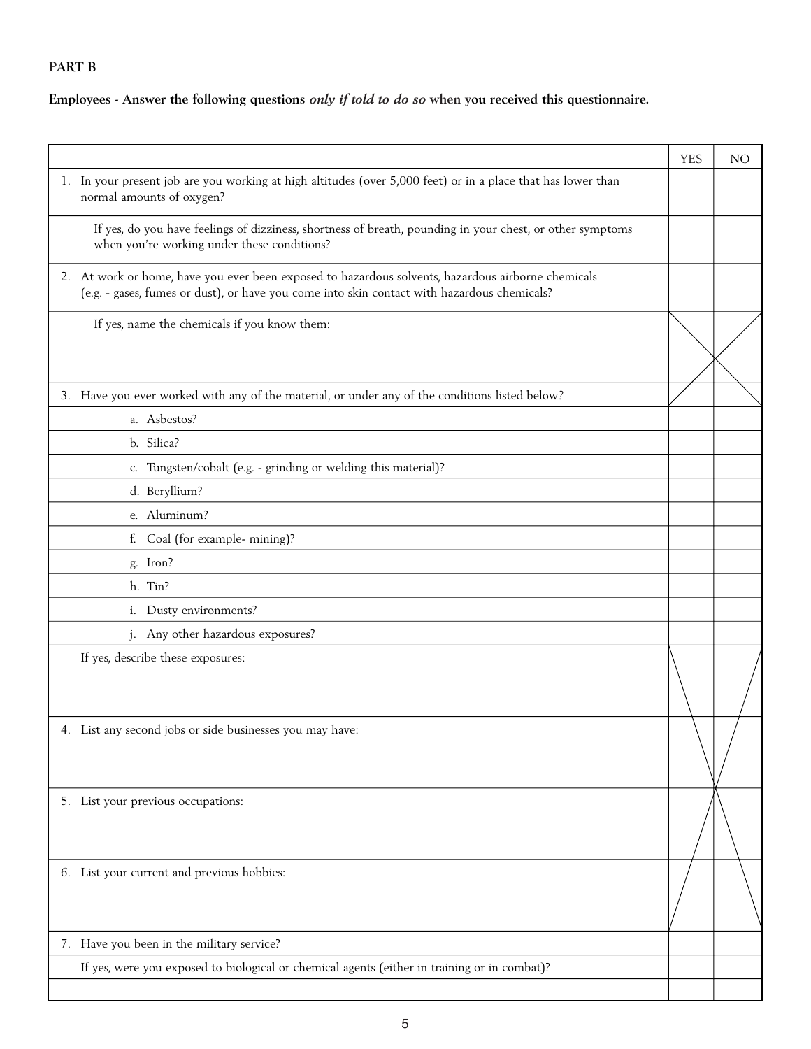**PART B**

**Employees - Answer the following questions *only if told to do so* when you received this questionnaire.**

| | YES | NO |
|---|---|---|
| 1. In your present job are you working at high altitudes (over 5,000 feet) or in a place that has lower than normal amounts of oxygen? | | |
| If yes, do you have feelings of dizziness, shortness of breath, pounding in your chest, or other symptoms when you're working under these conditions? | | |
| 2. At work or home, have you ever been exposed to hazardous solvents, hazardous airborne chemicals (e.g. - gases, fumes or dust), or have you come into skin contact with hazardous chemicals? | | |
| If yes, name the chemicals if you know them: | | |
| 3. Have you ever worked with any of the material, or under any of the conditions listed below? | | |
| a. Asbestos? | | |
| b. Silica? | | |
| c. Tungsten/cobalt (e.g. - grinding or welding this material)? | | |
| d. Beryllium? | | |
| e. Aluminum? | | |
| f. Coal (for example- mining)? | | |
| g. Iron? | | |
| h. Tin? | | |
| i. Dusty environments? | | |
| j. Any other hazardous exposures? | | |
| If yes, describe these exposures: | | |
| 4. List any second jobs or side businesses you may have: | | |
| 5. List your previous occupations: | | |
| 6. List your current and previous hobbies: | | |
| 7. Have you been in the military service? | | |
| If yes, were you exposed to biological or chemical agents (either in training or in combat)? | | |
| | | |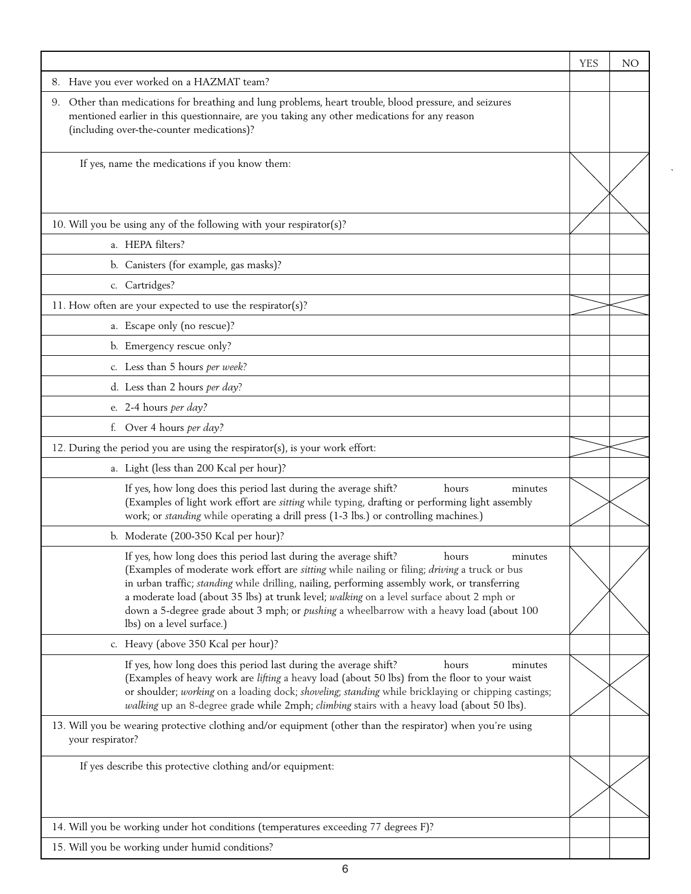| | YES | NO |
|---|---|---|
| 8. Have you ever worked on a HAZMAT team? | | |
| 9. Other than medications for breathing and lung problems, heart trouble, blood pressure, and seizures mentioned earlier in this questionnaire, are you taking any other medications for any reason (including over-the-counter medications)? | | |
| If yes, name the medications if you know them: | X | X |
| 10. Will you be using any of the following with your respirator(s)? | X | X |
| a. HEPA filters? | | |
| b. Canisters (for example, gas masks)? | | |
| c. Cartridges? | | |
| 11. How often are your expected to use the respirator(s)? | X | X |
| a. Escape only (no rescue)? | | |
| b. Emergency rescue only? | | |
| c. Less than 5 hours *per week*? | | |
| d. Less than 2 hours *per day*? | | |
| e. 2-4 hours *per day*? | | |
| f. Over 4 hours *per day*? | | |
| 12. During the period you are using the respirator(s), is your work effort: | X | X |
| a. Light (less than 200 Kcal per hour)? | | |
| If yes, how long does this period last during the average shift? hours minutes (Examples of light work effort are *sitting* while typing, drafting or performing light assembly work; or *standing* while operating a drill press (1-3 lbs.) or controlling machines.) | X | X |
| b. Moderate (200-350 Kcal per hour)? | | |
| If yes, how long does this period last during the average shift? hours minutes (Examples of moderate work effort are *sitting* while nailing or filing; *driving* a truck or bus in urban traffic; *standing* while drilling, nailing, performing assembly work, or transferring a moderate load (about 35 lbs) at trunk level; *walking* on a level surface about 2 mph or down a 5-degree grade about 3 mph; or *pushing* a wheelbarrow with a heavy load (about 100 lbs) on a level surface.) | X | X |
| c. Heavy (above 350 Kcal per hour)? | | |
| If yes, how long does this period last during the average shift? hours minutes (Examples of heavy work are *lifting* a heavy load (about 50 lbs) from the floor to your waist or shoulder; *working* on a loading dock; *shoveling*; *standing* while bricklaying or chipping castings; *walking* up an 8-degree grade while 2mph; *climbing* stairs with a heavy load (about 50 lbs). | X | X |
| 13. Will you be wearing protective clothing and/or equipment (other than the respirator) when you're using your respirator? | | |
| If yes describe this protective clothing and/or equipment: | X | X |
| 14. Will you be working under hot conditions (temperatures exceeding 77 degrees F)? | | |
| 15. Will you be working under humid conditions? | | |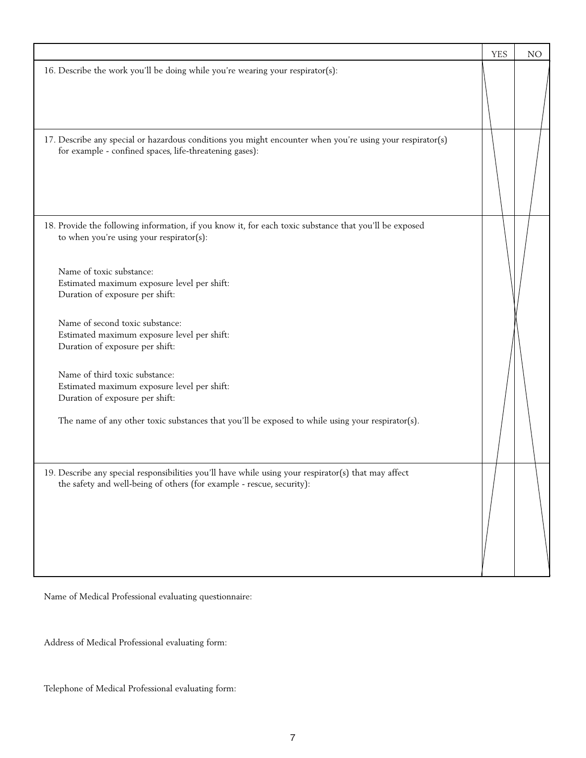| | YES | NO |
|---|---|---|
| 16. Describe the work you'll be doing while you're wearing your respirator(s): | | |
| 17. Describe any special or hazardous conditions you might encounter when you're using your respirator(s) for example - confined spaces, life-threatening gases): | | |
| 18. Provide the following information, if you know it, for each toxic substance that you'll be exposed to when you're using your respirator(s):<br><br>Name of toxic substance:<br>Estimated maximum exposure level per shift:<br>Duration of exposure per shift:<br><br>Name of second toxic substance:<br>Estimated maximum exposure level per shift:<br>Duration of exposure per shift:<br><br>Name of third toxic substance:<br>Estimated maximum exposure level per shift:<br>Duration of exposure per shift:<br><br>The name of any other toxic substances that you'll be exposed to while using your respirator(s). | | |
| 19. Describe any special responsibilities you'll have while using your respirator(s) that may affect the safety and well-being of others (for example - rescue, security): | | |

Name of Medical Professional evaluating questionnaire:

Address of Medical Professional evaluating form:

Telephone of Medical Professional evaluating form: